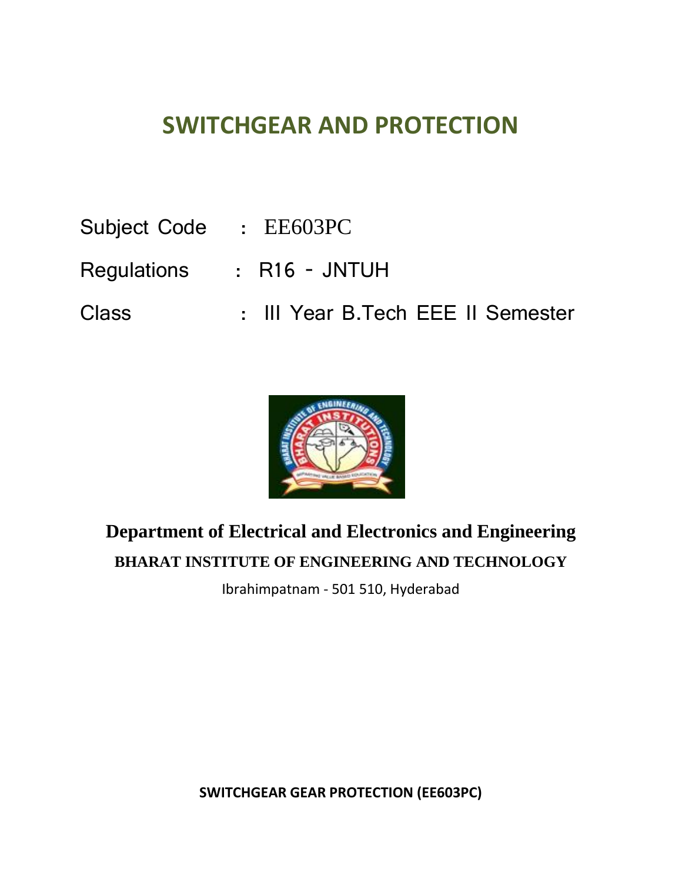# SWITCHGEAR AND PROTECTION

Subject Code : EE603PC

Regulations : R16 - JNTUH

Class : III Year B.Tech EEE II Semester

**Department of Electrical and Electronics and Engineering**

**BHARAT INSTITUTE OF ENGINEERING AND TECHNOLOGY**

Ibrahimpatnam - 501 510, Hyderabad

**SWITCHGEAR GEAR PROTECTION (EE603PC)**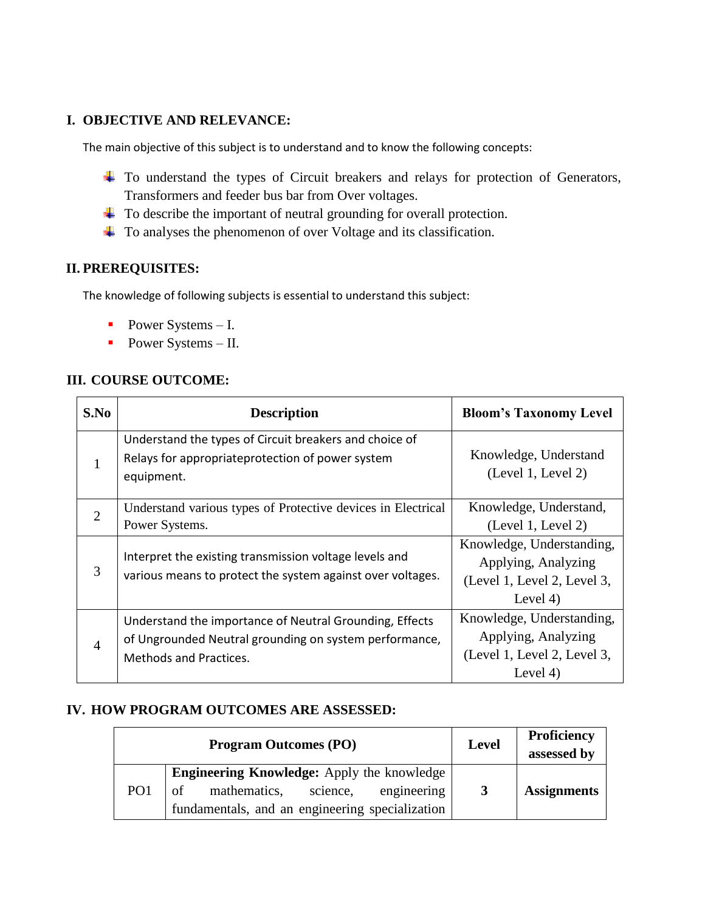## I. OBJECTIVE AND RELEVANCE:

The main objective of this subject is to understand and to know the following concepts:

- To understand the types of Circuit breakers and relays for protection of Generators, Transformers and feeder bus bar from Over voltages.
- To describe the important of neutral grounding for overall protection.
- To analyses the phenomenon of over Voltage and its classification.

## II. PREREQUISITES:

The knowledge of following subjects is essential to understand this subject:

- Power Systems – I.
- Power Systems – II.

## III. COURSE OUTCOME:

| S.No | Description | Bloom's Taxonomy Level |
|---|---|---|
| 1 | Understand the types of Circuit breakers and choice of Relays for appropriateprotection of power system equipment. | Knowledge, Understand (Level 1, Level 2) |
| 2 | Understand various types of Protective devices in Electrical Power Systems. | Knowledge, Understand, (Level 1, Level 2) |
| 3 | Interpret the existing transmission voltage levels and various means to protect the system against over voltages. | Knowledge, Understanding, Applying, Analyzing (Level 1, Level 2, Level 3, Level 4) |
| 4 | Understand the importance of Neutral Grounding, Effects of Ungrounded Neutral grounding on system performance, Methods and Practices. | Knowledge, Understanding, Applying, Analyzing (Level 1, Level 2, Level 3, Level 4) |

## IV. HOW PROGRAM OUTCOMES ARE ASSESSED:

| Program Outcomes (PO) | | Level | Proficiency assessed by |
|---|---|---|---|
| PO1 | **Engineering Knowledge:** Apply the knowledge of mathematics, science, engineering fundamentals, and an engineering specialization | **3** | **Assignments** |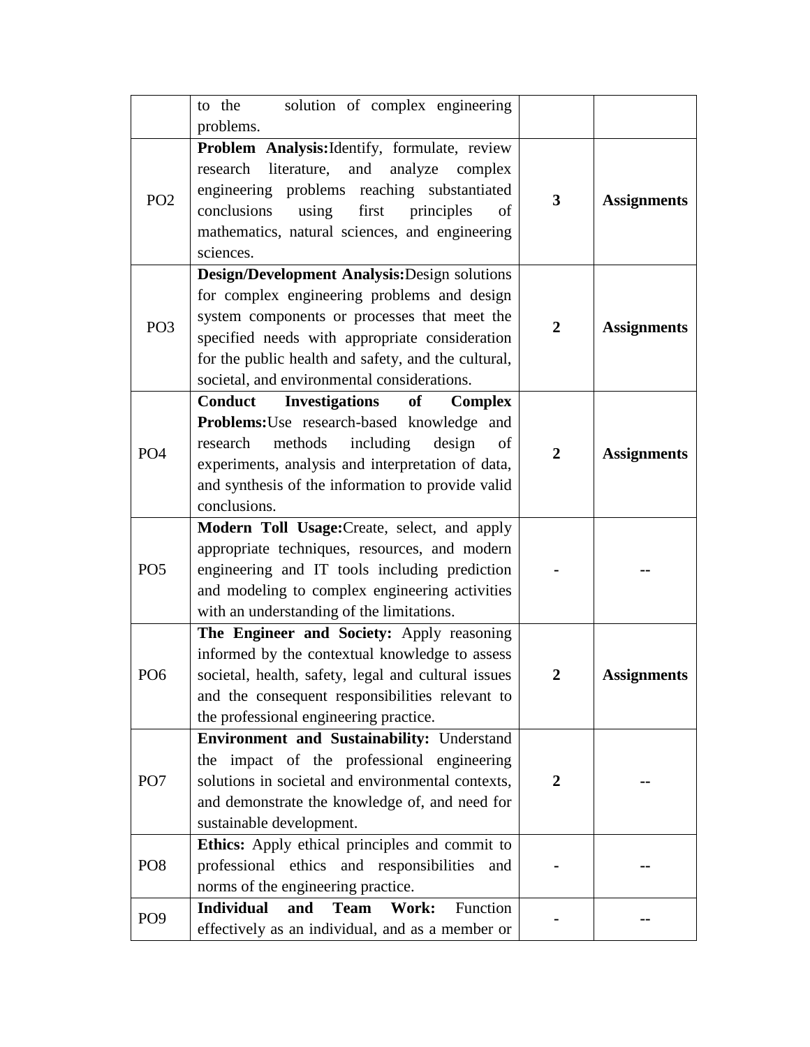| | | | |
|---|---|---|---|
| | to the solution of complex engineering problems. | | |
| PO2 | **Problem Analysis:**Identify, formulate, review research literature, and analyze complex engineering problems reaching substantiated conclusions using first principles of mathematics, natural sciences, and engineering sciences. | **3** | **Assignments** |
| PO3 | **Design/Development Analysis:**Design solutions for complex engineering problems and design system components or processes that meet the specified needs with appropriate consideration for the public health and safety, and the cultural, societal, and environmental considerations. | **2** | **Assignments** |
| PO4 | **Conduct Investigations of Complex Problems:**Use research-based knowledge and research methods including design of experiments, analysis and interpretation of data, and synthesis of the information to provide valid conclusions. | **2** | **Assignments** |
| PO5 | **Modern Toll Usage:**Create, select, and apply appropriate techniques, resources, and modern engineering and IT tools including prediction and modeling to complex engineering activities with an understanding of the limitations. | - | -- |
| PO6 | **The Engineer and Society:** Apply reasoning informed by the contextual knowledge to assess societal, health, safety, legal and cultural issues and the consequent responsibilities relevant to the professional engineering practice. | **2** | **Assignments** |
| PO7 | **Environment and Sustainability:** Understand the impact of the professional engineering solutions in societal and environmental contexts, and demonstrate the knowledge of, and need for sustainable development. | **2** | -- |
| PO8 | **Ethics:** Apply ethical principles and commit to professional ethics and responsibilities and norms of the engineering practice. | - | -- |
| PO9 | **Individual and Team Work:** Function effectively as an individual, and as a member or | - | -- |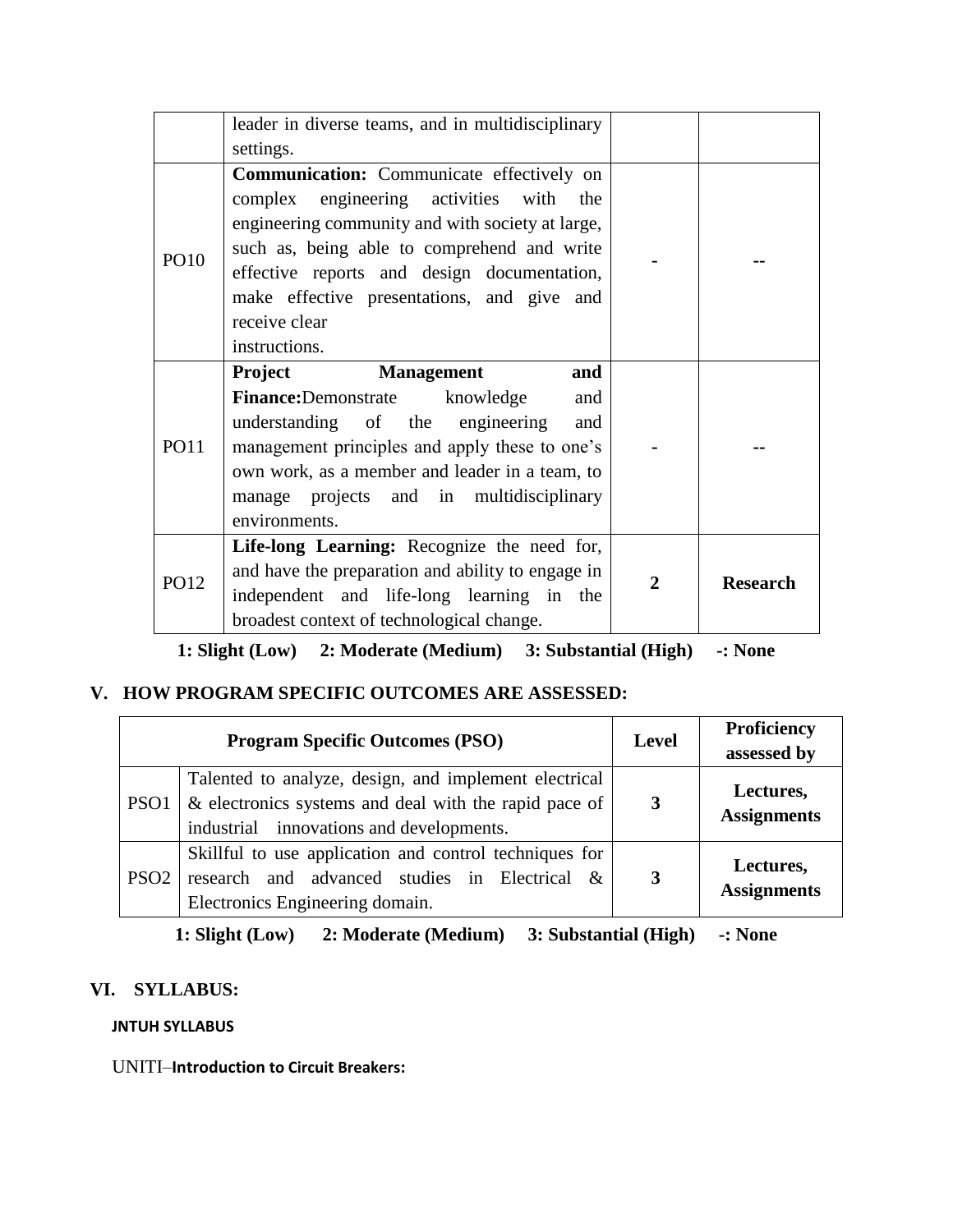|  | leader in diverse teams, and in multidisciplinary settings. |  |  |
|---|---|---|---|
| PO10 | **Communication:** Communicate effectively on complex engineering activities with the engineering community and with society at large, such as, being able to comprehend and write effective reports and design documentation, make effective presentations, and give and receive clear instructions. | - | -- |
| PO11 | **Project Management and Finance:**Demonstrate knowledge and understanding of the engineering and management principles and apply these to one's own work, as a member and leader in a team, to manage projects and in multidisciplinary environments. | - | -- |
| PO12 | **Life-long Learning:** Recognize the need for, and have the preparation and ability to engage in independent and life-long learning in the broadest context of technological change. | **2** | **Research** |

**1: Slight (Low) 2: Moderate (Medium) 3: Substantial (High) -: None**

## V. HOW PROGRAM SPECIFIC OUTCOMES ARE ASSESSED:

| Program Specific Outcomes (PSO) | | Level | Proficiency assessed by |
|---|---|---|---|
| PSO1 | Talented to analyze, design, and implement electrical & electronics systems and deal with the rapid pace of industrial innovations and developments. | **3** | **Lectures, Assignments** |
| PSO2 | Skillful to use application and control techniques for research and advanced studies in Electrical & Electronics Engineering domain. | **3** | **Lectures, Assignments** |

**1: Slight (Low) 2: Moderate (Medium) 3: Substantial (High) -: None**

## VI. SYLLABUS:

**JNTUH SYLLABUS**

UNITI–**Introduction to Circuit Breakers:**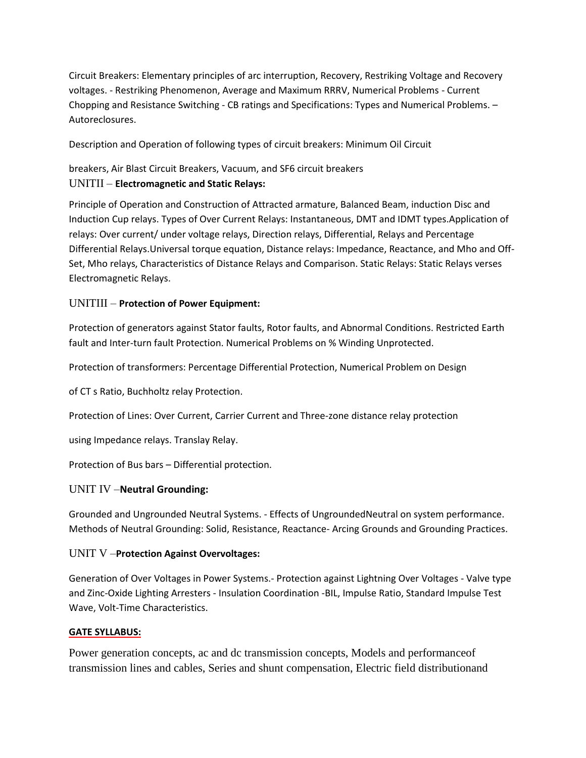Circuit Breakers: Elementary principles of arc interruption, Recovery, Restriking Voltage and Recovery voltages. - Restriking Phenomenon, Average and Maximum RRRV, Numerical Problems - Current Chopping and Resistance Switching - CB ratings and Specifications: Types and Numerical Problems. – Autoreclosures.

Description and Operation of following types of circuit breakers: Minimum Oil Circuit

breakers, Air Blast Circuit Breakers, Vacuum, and SF6 circuit breakers

### UNITII – **Electromagnetic and Static Relays:**

Principle of Operation and Construction of Attracted armature, Balanced Beam, induction Disc and Induction Cup relays. Types of Over Current Relays: Instantaneous, DMT and IDMT types.Application of relays: Over current/ under voltage relays, Direction relays, Differential, Relays and Percentage Differential Relays.Universal torque equation, Distance relays: Impedance, Reactance, and Mho and Off-Set, Mho relays, Characteristics of Distance Relays and Comparison. Static Relays: Static Relays verses Electromagnetic Relays.

### UNITIII – **Protection of Power Equipment:**

Protection of generators against Stator faults, Rotor faults, and Abnormal Conditions. Restricted Earth fault and Inter-turn fault Protection. Numerical Problems on % Winding Unprotected.

Protection of transformers: Percentage Differential Protection, Numerical Problem on Design

of CT s Ratio, Buchholtz relay Protection.

Protection of Lines: Over Current, Carrier Current and Three-zone distance relay protection

using Impedance relays. Translay Relay.

Protection of Bus bars – Differential protection.

### UNIT IV –**Neutral Grounding:**

Grounded and Ungrounded Neutral Systems. - Effects of UngroundedNeutral on system performance. Methods of Neutral Grounding: Solid, Resistance, Reactance- Arcing Grounds and Grounding Practices.

### UNIT V –**Protection Against Overvoltages:**

Generation of Over Voltages in Power Systems.- Protection against Lightning Over Voltages - Valve type and Zinc-Oxide Lighting Arresters - Insulation Coordination -BIL, Impulse Ratio, Standard Impulse Test Wave, Volt-Time Characteristics.

**GATE SYLLABUS:**

Power generation concepts, ac and dc transmission concepts, Models and performanceof transmission lines and cables, Series and shunt compensation, Electric field distributionand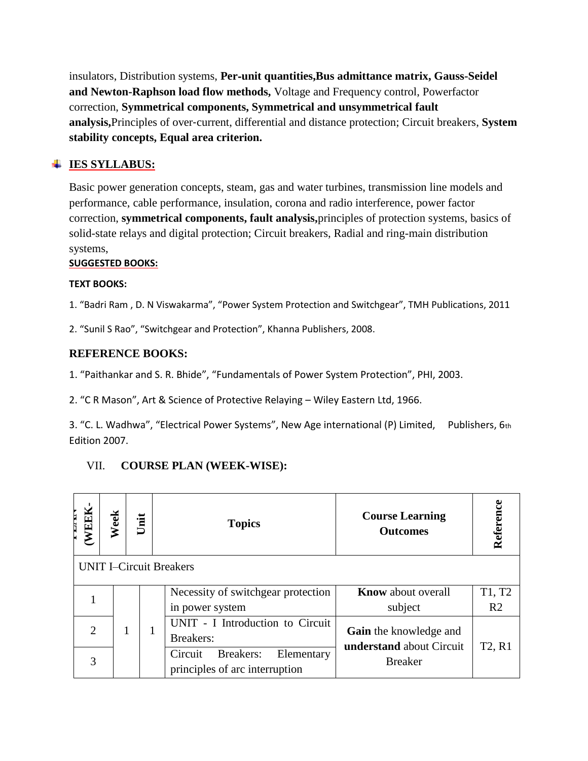insulators, Distribution systems, **Per-unit quantities,Bus admittance matrix, Gauss-Seidel and Newton-Raphson load flow methods,** Voltage and Frequency control, Powerfactor correction, **Symmetrical components, Symmetrical and unsymmetrical fault analysis,**Principles of over-current, differential and distance protection; Circuit breakers, **System stability concepts, Equal area criterion.**

## IES SYLLABUS:

Basic power generation concepts, steam, gas and water turbines, transmission line models and performance, cable performance, insulation, corona and radio interference, power factor correction, **symmetrical components, fault analysis,**principles of protection systems, basics of solid-state relays and digital protection; Circuit breakers, Radial and ring-main distribution systems,

**SUGGESTED BOOKS:**

**TEXT BOOKS:**

1. "Badri Ram , D. N Viswakarma", "Power System Protection and Switchgear", TMH Publications, 2011

2. "Sunil S Rao", "Switchgear and Protection", Khanna Publishers, 2008.

## REFERENCE BOOKS:

1. "Paithankar and S. R. Bhide", "Fundamentals of Power System Protection", PHI, 2003.

2. "C R Mason", Art & Science of Protective Relaying – Wiley Eastern Ltd, 1966.

3. "C. L. Wadhwa", "Electrical Power Systems", New Age international (P) Limited, Publishers, 6th Edition 2007.

## VII. COURSE PLAN (WEEK-WISE):

| PLAN (WEEK- | Week | Unit | Topics | Course Learning Outcomes | Reference |
|---|---|---|---|---|---|
| UNIT I–Circuit Breakers | | | | | |
| 1 | 1 | 1 | Necessity of switchgear protection in power system | **Know** about overall subject | T1, T2 R2 |
| 2 | | | UNIT - I Introduction to Circuit Breakers: | **Gain** the knowledge and **understand** about Circuit Breaker | T2, R1 |
| 3 | | | Circuit Breakers: Elementary principles of arc interruption | | |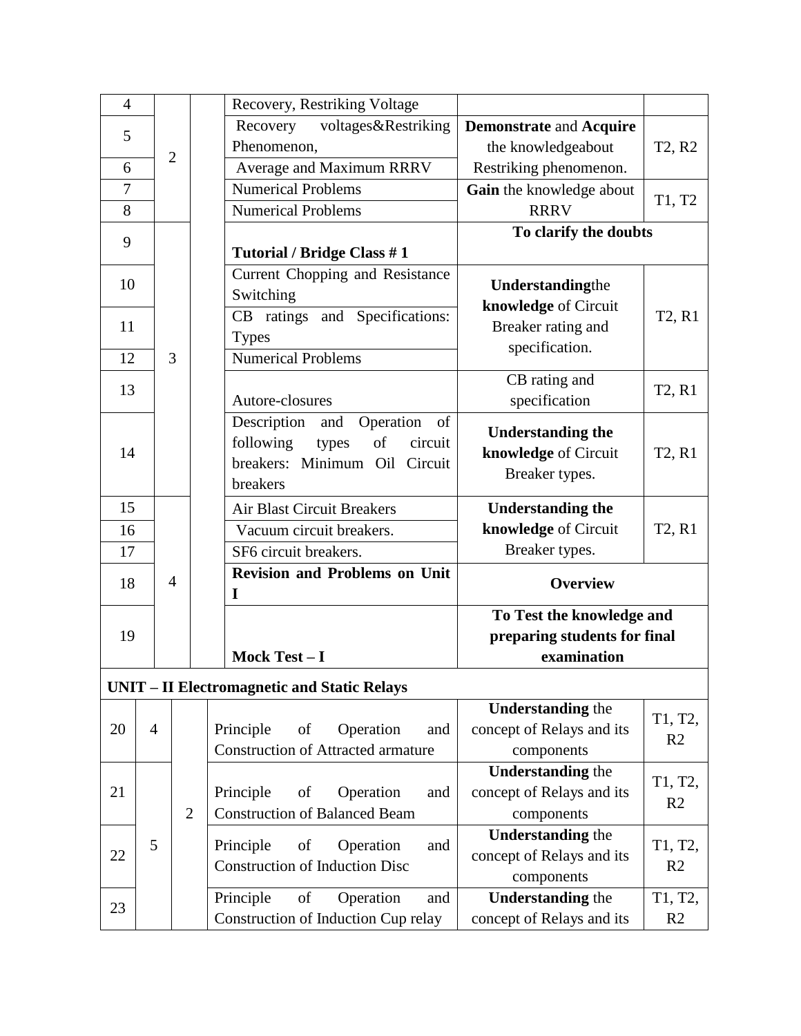| | | | | | |
|---|---|---|---|---|---|
| 4 | 2 | | Recovery, Restriking Voltage | | |
| 5 | | | Recovery voltages&Restriking Phenomenon, | **Demonstrate** and **Acquire** the knowledgeabout Restriking phenomenon. | T2, R2 |
| 6 | | | Average and Maximum RRRV | | |
| 7 | | | Numerical Problems | **Gain** the knowledge about RRRV | T1, T2 |
| 8 | | | Numerical Problems | | |
| 9 | 3 | | **Tutorial / Bridge Class # 1** | **To clarify the doubts** | |
| 10 | | | Current Chopping and Resistance Switching | **Understanding**the **knowledge** of Circuit Breaker rating and specification. | T2, R1 |
| 11 | | | CB ratings and Specifications: Types | | |
| 12 | | | Numerical Problems | | |
| 13 | | | Autore-closures | CB rating and specification | T2, R1 |
| 14 | | | Description and Operation of following types of circuit breakers: Minimum Oil Circuit breakers | **Understanding the knowledge** of Circuit Breaker types. | T2, R1 |
| 15 | 4 | | Air Blast Circuit Breakers | **Understanding the knowledge** of Circuit Breaker types. | T2, R1 |
| 16 | | | Vacuum circuit breakers. | | |
| 17 | | | SF6 circuit breakers. | | |
| 18 | | | **Revision and Problems on Unit I** | **Overview** | |
| 19 | | | **Mock Test – I** | **To Test the knowledge and preparing students for final examination** | |
| **UNIT – II Electromagnetic and Static Relays** | | | | | |
| 20 | 4 | 2 | Principle of Operation and Construction of Attracted armature | **Understanding** the concept of Relays and its components | T1, T2, R2 |
| 21 | 5 | | Principle of Operation and Construction of Balanced Beam | **Understanding** the concept of Relays and its components | T1, T2, R2 |
| 22 | | | Principle of Operation and Construction of Induction Disc | **Understanding** the concept of Relays and its components | T1, T2, R2 |
| 23 | | | Principle of Operation and Construction of Induction Cup relay | **Understanding** the concept of Relays and its | T1, T2, R2 |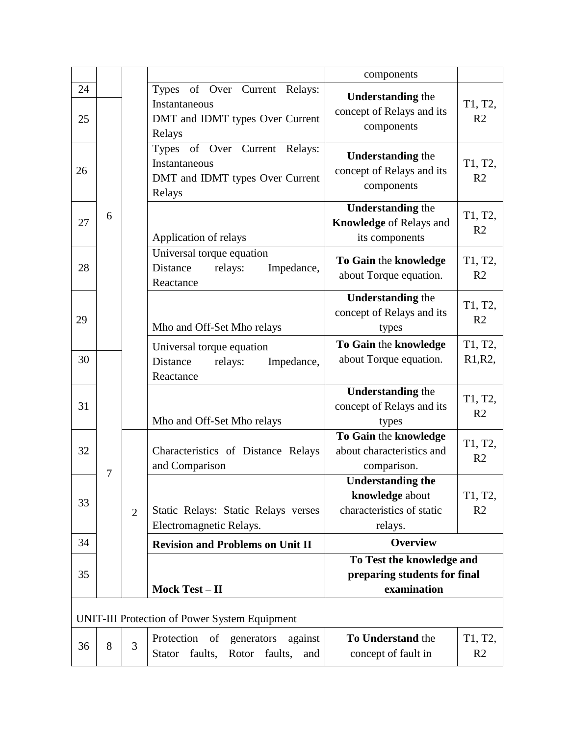| | | | | components | |
|---|---|---|---|---|---|
| 24 | | | Types of Over Current Relays: Instantaneous | **Understanding** the concept of Relays and its components | T1, T2, R2 |
| 25 | 6 | | DMT and IDMT types Over Current Relays | | |
| 26 | | | Types of Over Current Relays: Instantaneous DMT and IDMT types Over Current Relays | **Understanding** the concept of Relays and its components | T1, T2, R2 |
| 27 | | | Application of relays | **Understanding** the **Knowledge** of Relays and its components | T1, T2, R2 |
| 28 | | | Universal torque equation Distance relays: Impedance, Reactance | **To Gain** the **knowledge** about Torque equation. | T1, T2, R2 |
| 29 | | | Mho and Off-Set Mho relays | **Understanding** the concept of Relays and its types | T1, T2, R2 |
| 30 | 7 | | Universal torque equation Distance relays: Impedance, Reactance | **To Gain** the **knowledge** about Torque equation. | T1, T2, R1,R2, |
| 31 | | | Mho and Off-Set Mho relays | **Understanding** the concept of Relays and its types | T1, T2, R2 |
| 32 | | 2 | Characteristics of Distance Relays and Comparison | **To Gain** the **knowledge** about characteristics and comparison. | T1, T2, R2 |
| 33 | | | Static Relays: Static Relays verses Electromagnetic Relays. | **Understanding the knowledge** about characteristics of static relays. | T1, T2, R2 |
| 34 | | | **Revision and Problems on Unit II** | **Overview** | |
| 35 | | | **Mock Test – II** | **To Test the knowledge and preparing students for final examination** | |
| UNIT-III Protection of Power System Equipment | | | | | |
| 36 | 8 | 3 | Protection of generators against Stator faults, Rotor faults, and | **To Understand** the concept of fault in | T1, T2, R2 |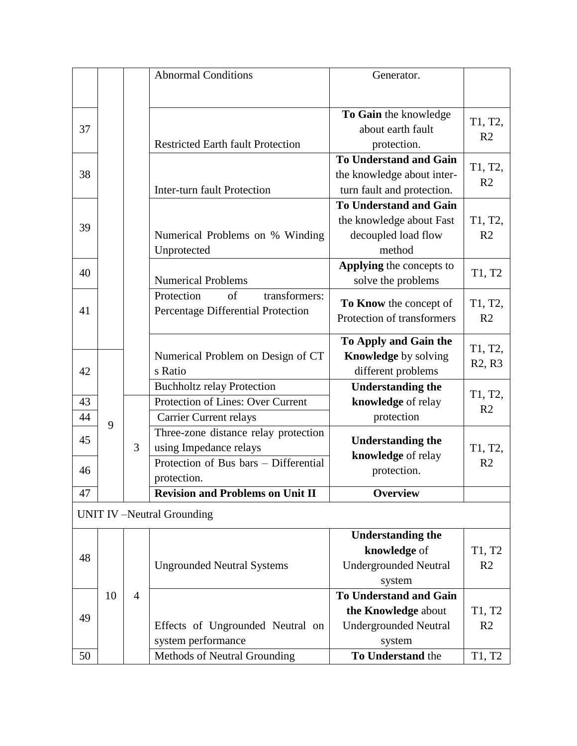| | | | Abnormal Conditions | Generator. | |
|---|---|---|---|---|---|
| 37 | | | Restricted Earth fault Protection | **To Gain** the knowledge about earth fault protection. | T1, T2, R2 |
| 38 | | | Inter-turn fault Protection | **To Understand and Gain** the knowledge about inter-turn fault and protection. | T1, T2, R2 |
| 39 | | | Numerical Problems on % Winding Unprotected | **To Understand and Gain** the knowledge about Fast decoupled load flow method | T1, T2, R2 |
| 40 | | | Numerical Problems | **Applying** the concepts to solve the problems | T1, T2 |
| 41 | | | Protection of transformers: Percentage Differential Protection | **To Know** the concept of Protection of transformers | T1, T2, R2 |
| 42 | 9 | | Numerical Problem on Design of CT s Ratio | **To Apply and Gain the Knowledge** by solving different problems | T1, T2, R2, R3 |
| | | | Buchholtz relay Protection | **Understanding the knowledge** of relay protection | T1, T2, R2 |
| 43 | | 3 | Protection of Lines: Over Current | | |
| 44 | | | Carrier Current relays | | |
| 45 | | | Three-zone distance relay protection using Impedance relays | **Understanding the knowledge** of relay protection. | T1, T2, R2 |
| 46 | | | Protection of Bus bars – Differential protection. | | |
| 47 | | | **Revision and Problems on Unit II** | **Overview** | |
| UNIT IV –Neutral Grounding | | | | | |
| 48 | 10 | 4 | Ungrounded Neutral Systems | **Understanding the knowledge** of Undergrounded Neutral system | T1, T2 R2 |
| 49 | | | Effects of Ungrounded Neutral on system performance | **To Understand and Gain the Knowledge** about Undergrounded Neutral system | T1, T2 R2 |
| 50 | | | Methods of Neutral Grounding | **To Understand** the | T1, T2 |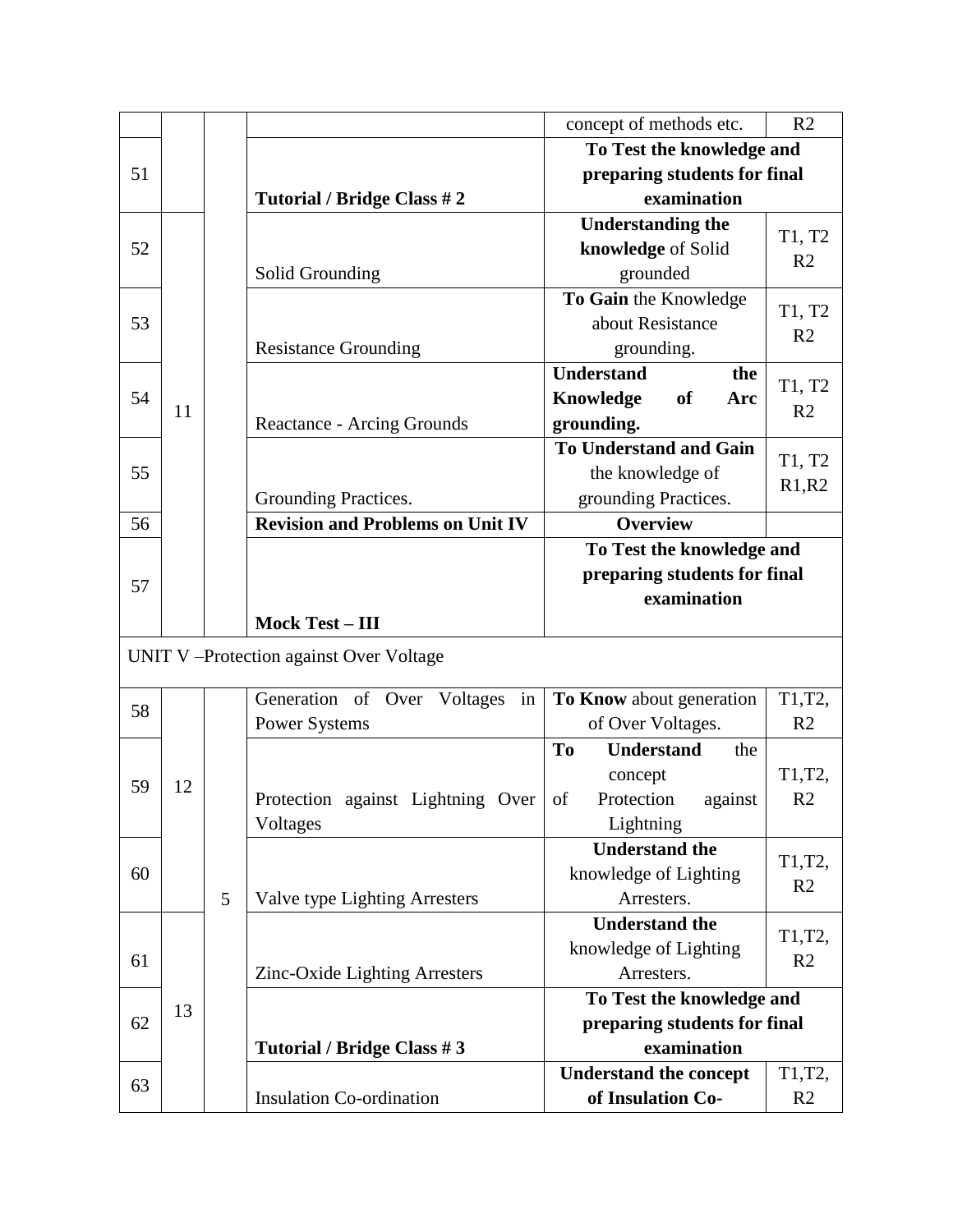| | | | | | |
|---|---|---|---|---|---|
| | | | | concept of methods etc. | R2 |
| 51 | | | **Tutorial / Bridge Class # 2** | **To Test the knowledge and preparing students for final examination** | |
| 52 | 11 | | Solid Grounding | **Understanding the knowledge** of Solid grounded | T1, T2 R2 |
| 53 | | | Resistance Grounding | **To Gain** the Knowledge about Resistance grounding. | T1, T2 R2 |
| 54 | | | Reactance - Arcing Grounds | **Understand the Knowledge of Arc grounding.** | T1, T2 R2 |
| 55 | | | Grounding Practices. | **To Understand and Gain** the knowledge of grounding Practices. | T1, T2 R1,R2 |
| 56 | | | **Revision and Problems on Unit IV** | **Overview** | |
| 57 | | | **Mock Test – III** | **To Test the knowledge and preparing students for final examination** | |
| UNIT V –Protection against Over Voltage | | | | | |
| 58 | 12 | 5 | Generation of Over Voltages in Power Systems | **To Know** about generation of Over Voltages. | T1,T2, R2 |
| 59 | | | Protection against Lightning Over Voltages | **To Understand** the concept of Protection against Lightning | T1,T2, R2 |
| 60 | | | Valve type Lighting Arresters | **Understand the** knowledge of Lighting Arresters. | T1,T2, R2 |
| 61 | 13 | | Zinc-Oxide Lighting Arresters | **Understand the** knowledge of Lighting Arresters. | T1,T2, R2 |
| 62 | | | **Tutorial / Bridge Class # 3** | **To Test the knowledge and preparing students for final examination** | |
| 63 | | | Insulation Co-ordination | **Understand the concept of Insulation Co-** | T1,T2, R2 |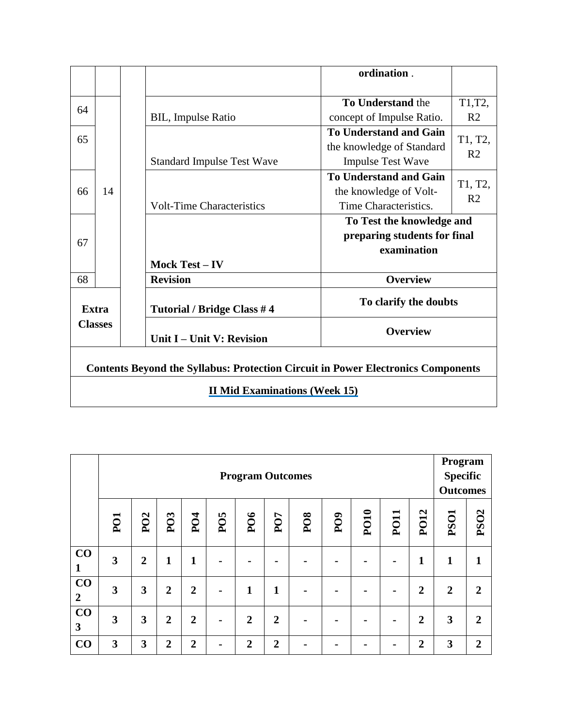| | | | | | |
|---|---|---|---|---|---|
| | | | | **ordination** . | |
| 64 | 14 | | BIL, Impulse Ratio | **To Understand** the concept of Impulse Ratio. | T1,T2, R2 |
| 65 | | | Standard Impulse Test Wave | **To Understand and Gain** the knowledge of Standard Impulse Test Wave | T1, T2, R2 |
| 66 | | | Volt-Time Characteristics | **To Understand and Gain** the knowledge of Volt-Time Characteristics. | T1, T2, R2 |
| 67 | | | **Mock Test – IV** | **To Test the knowledge and preparing students for final examination** | |
| 68 | | | **Revision** | **Overview** | |
| **Extra Classes** | | | **Tutorial / Bridge Class # 4** | **To clarify the doubts** | |
| | | | **Unit I – Unit V: Revision** | **Overview** | |
| **Contents Beyond the Syllabus: Protection Circuit in Power Electronics Components** | | | | | |
| **II Mid Examinations (Week 15)** | | | | | |

| | **Program Outcomes** | | | | | | | | | | | | **Program Specific Outcomes** | |
|---|---|---|---|---|---|---|---|---|---|---|---|---|---|---|
| | **PO1** | **PO2** | **PO3** | **PO4** | **PO5** | **PO6** | **PO7** | **PO8** | **PO9** | **PO10** | **PO11** | **PO12** | **PSO1** | **PSO2** |
| **CO 1** | **3** | **2** | **1** | **1** | **-** | **-** | **-** | **-** | **-** | **-** | **-** | **1** | **1** | **1** |
| **CO 2** | **3** | **3** | **2** | **2** | **-** | **1** | **1** | **-** | **-** | **-** | **-** | **2** | **2** | **2** |
| **CO 3** | **3** | **3** | **2** | **2** | **-** | **2** | **2** | **-** | **-** | **-** | **-** | **2** | **3** | **2** |
| **CO** | **3** | **3** | **2** | **2** | **-** | **2** | **2** | **-** | **-** | **-** | **-** | **2** | **3** | **2** |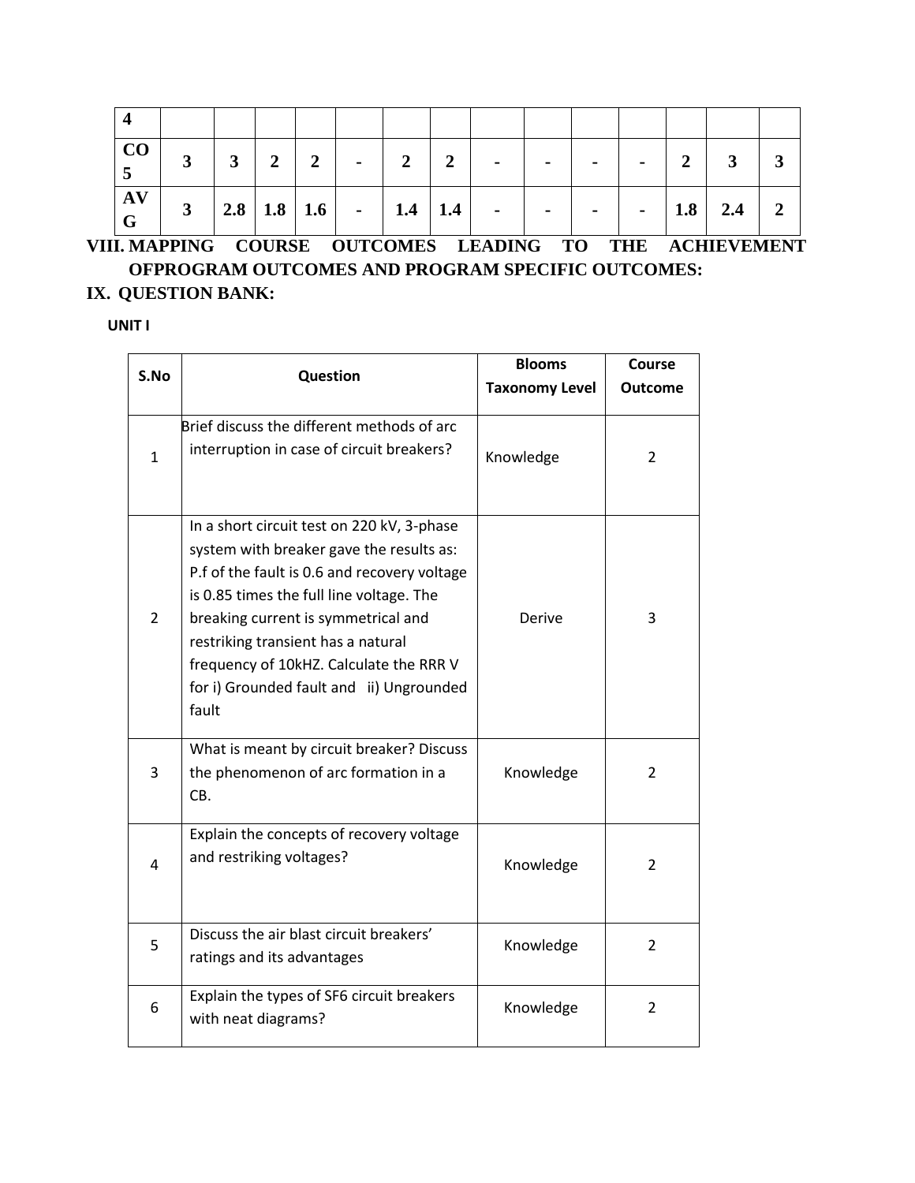| 4 | | | | | | | | | | | | | | |
|---|---|---|---|---|---|---|---|---|---|---|---|---|---|---|
| CO 5 | 3 | 3 | 2 | 2 | - | 2 | 2 | - | - | - | - | 2 | 3 | 3 |
| AVG | 3 | 2.8 | 1.8 | 1.6 | - | 1.4 | 1.4 | - | - | - | - | 1.8 | 2.4 | 2 |

## VIII. MAPPING COURSE OUTCOMES LEADING TO THE ACHIEVEMENT OFPROGRAM OUTCOMES AND PROGRAM SPECIFIC OUTCOMES:

## IX. QUESTION BANK:

**UNIT I**

| S.No | Question | Blooms Taxonomy Level | Course Outcome |
|---|---|---|---|
| 1 | Brief discuss the different methods of arc interruption in case of circuit breakers? | Knowledge | 2 |
| 2 | In a short circuit test on 220 kV, 3-phase system with breaker gave the results as: P.f of the fault is 0.6 and recovery voltage is 0.85 times the full line voltage. The breaking current is symmetrical and restriking transient has a natural frequency of 10kHZ. Calculate the RRR V for i) Grounded fault and ii) Ungrounded fault | Derive | 3 |
| 3 | What is meant by circuit breaker? Discuss the phenomenon of arc formation in a CB. | Knowledge | 2 |
| 4 | Explain the concepts of recovery voltage and restriking voltages? | Knowledge | 2 |
| 5 | Discuss the air blast circuit breakers' ratings and its advantages | Knowledge | 2 |
| 6 | Explain the types of $SF_6$ circuit breakers with neat diagrams? | Knowledge | 2 |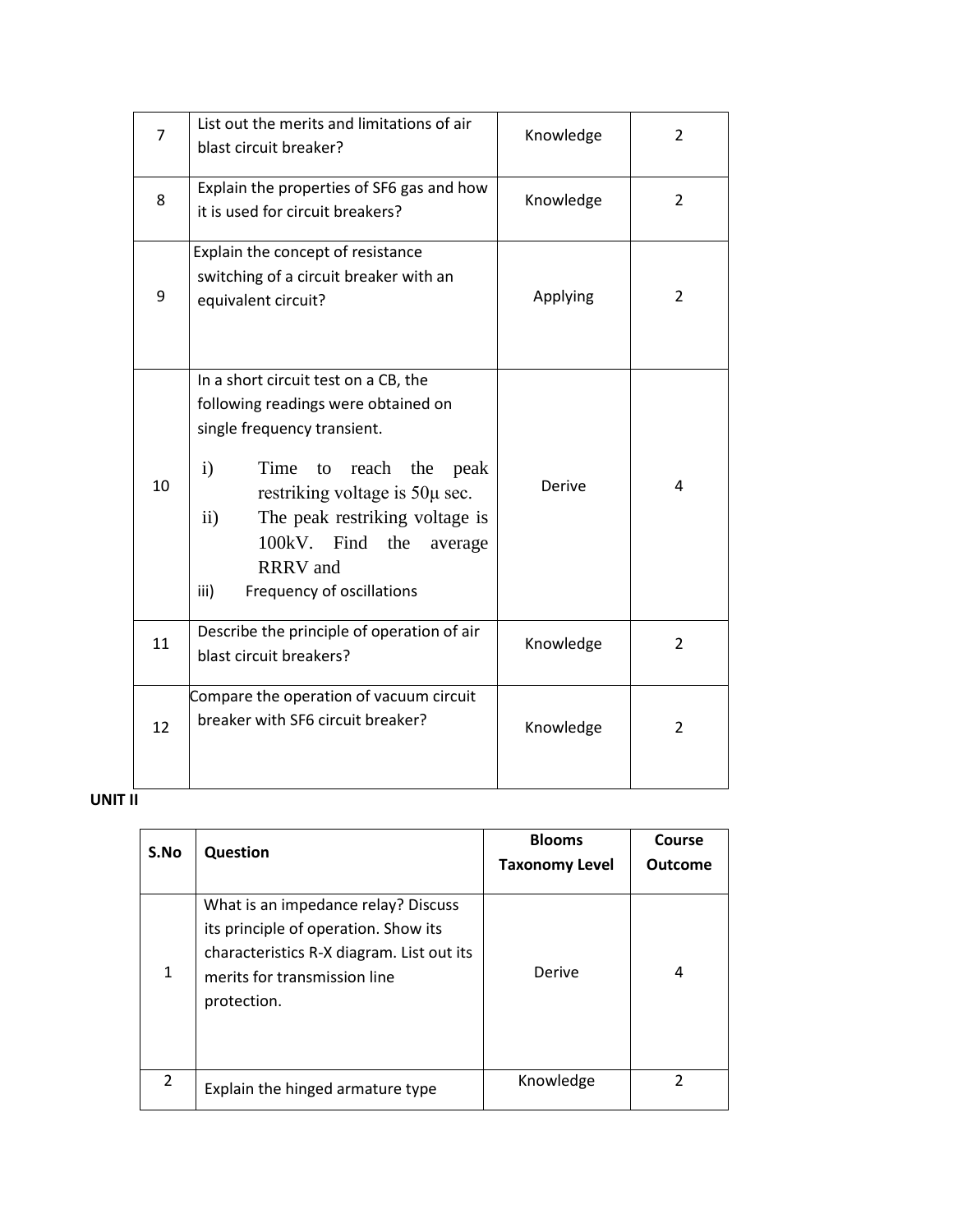| | | | |
|---|---|---|---|
| 7 | List out the merits and limitations of air blast circuit breaker? | Knowledge | 2 |
| 8 | Explain the properties of SF6 gas and how it is used for circuit breakers? | Knowledge | 2 |
| 9 | Explain the concept of resistance switching of a circuit breaker with an equivalent circuit? | Applying | 2 |
| 10 | In a short circuit test on a CB, the following readings were obtained on single frequency transient. i) Time to reach the peak restriking voltage is 50μ sec. ii) The peak restriking voltage is 100kV. Find the average RRRV and iii) Frequency of oscillations | Derive | 4 |
| 11 | Describe the principle of operation of air blast circuit breakers? | Knowledge | 2 |
| 12 | Compare the operation of vacuum circuit breaker with SF6 circuit breaker? | Knowledge | 2 |

**UNIT II**

| S.No | Question | Blooms Taxonomy Level | Course Outcome |
|---|---|---|---|
| 1 | What is an impedance relay? Discuss its principle of operation. Show its characteristics R-X diagram. List out its merits for transmission line protection. | Derive | 4 |
| 2 | Explain the hinged armature type | Knowledge | 2 |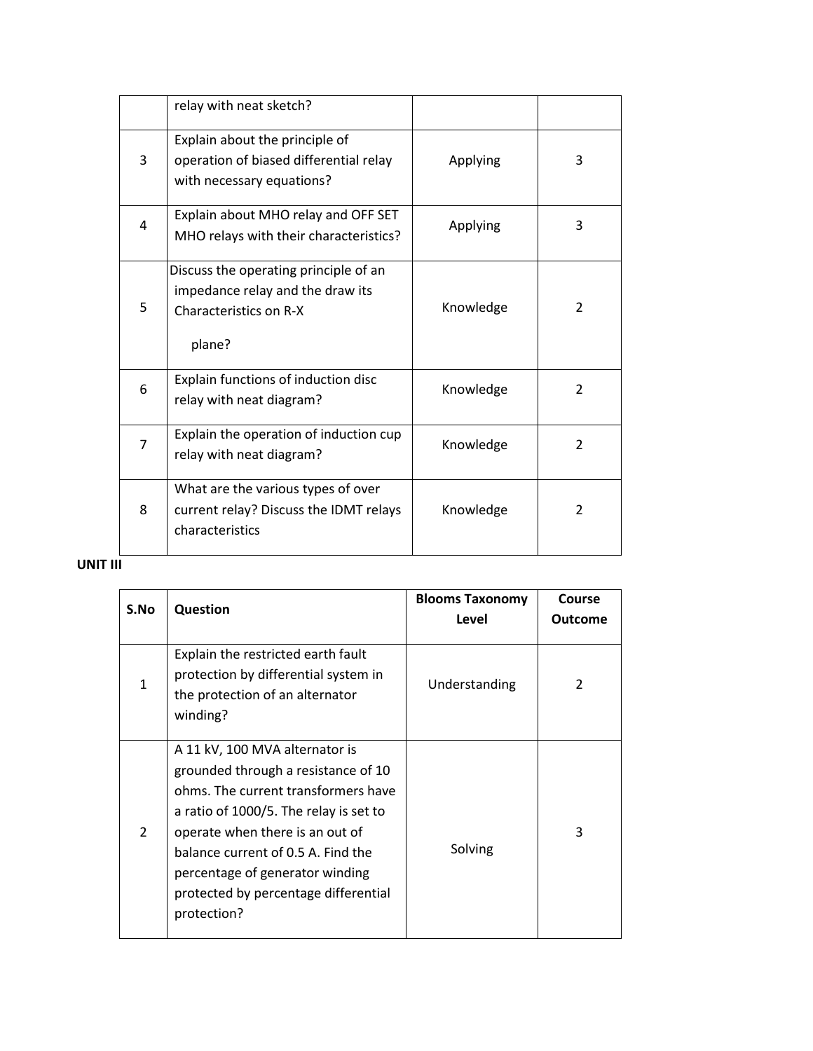|   |   |   |   |
|---|---|---|---|
|   | relay with neat sketch? |   |   |
| 3 | Explain about the principle of operation of biased differential relay with necessary equations? | Applying | 3 |
| 4 | Explain about MHO relay and OFF SET MHO relays with their characteristics? | Applying | 3 |
| 5 | Discuss the operating principle of an impedance relay and the draw its Characteristics on R-X plane? | Knowledge | 2 |
| 6 | Explain functions of induction disc relay with neat diagram? | Knowledge | 2 |
| 7 | Explain the operation of induction cup relay with neat diagram? | Knowledge | 2 |
| 8 | What are the various types of over current relay? Discuss the IDMT relays characteristics | Knowledge | 2 |

**UNIT III**

| S.No | Question | Blooms Taxonomy Level | Course Outcome |
|---|---|---|---|
| 1 | Explain the restricted earth fault protection by differential system in the protection of an alternator winding? | Understanding | 2 |
| 2 | A 11 kV, 100 MVA alternator is grounded through a resistance of 10 ohms. The current transformers have a ratio of 1000/5. The relay is set to operate when there is an out of balance current of 0.5 A. Find the percentage of generator winding protected by percentage differential protection? | Solving | 3 |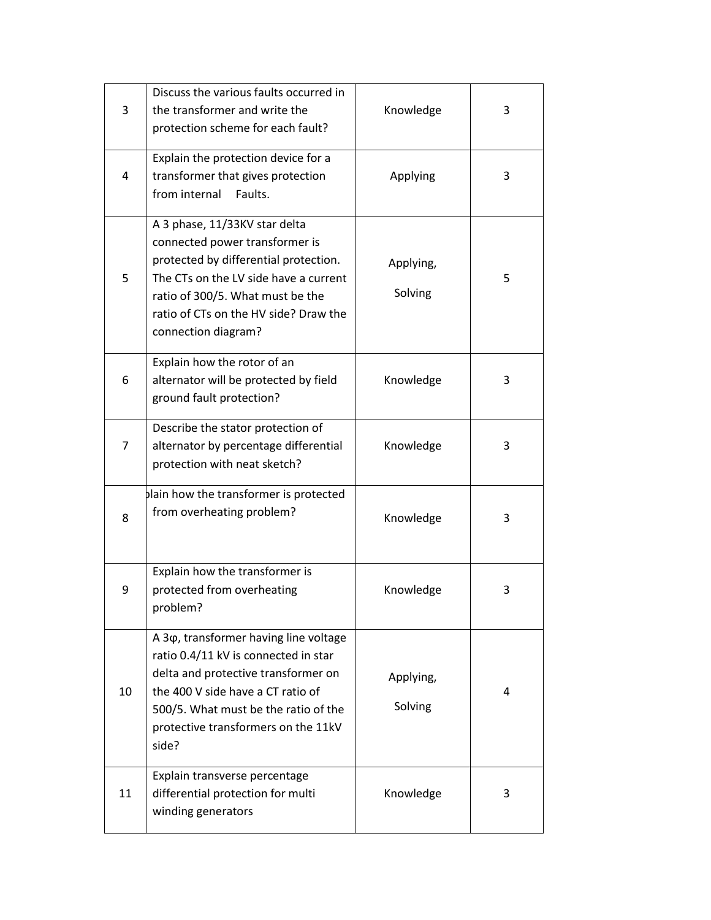| | | | |
|---|---|---|---|
| 3 | Discuss the various faults occurred in the transformer and write the protection scheme for each fault? | Knowledge | 3 |
| 4 | Explain the protection device for a transformer that gives protection from internal Faults. | Applying | 3 |
| 5 | A 3 phase, 11/33KV star delta connected power transformer is protected by differential protection. The CTs on the LV side have a current ratio of 300/5. What must be the ratio of CTs on the HV side? Draw the connection diagram? | Applying, Solving | 5 |
| 6 | Explain how the rotor of an alternator will be protected by field ground fault protection? | Knowledge | 3 |
| 7 | Describe the stator protection of alternator by percentage differential protection with neat sketch? | Knowledge | 3 |
| 8 | plain how the transformer is protected from overheating problem? | Knowledge | 3 |
| 9 | Explain how the transformer is protected from overheating problem? | Knowledge | 3 |
| 10 | A 3φ, transformer having line voltage ratio 0.4/11 kV is connected in star delta and protective transformer on the 400 V side have a CT ratio of 500/5. What must be the ratio of the protective transformers on the 11kV side? | Applying, Solving | 4 |
| 11 | Explain transverse percentage differential protection for multi winding generators | Knowledge | 3 |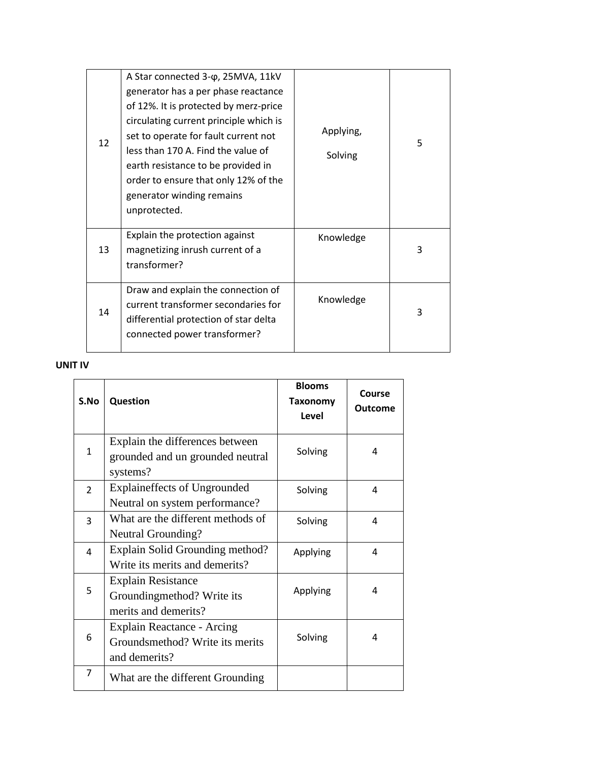| | | | |
|---|---|---|---|
| 12 | A Star connected 3-φ, 25MVA, 11kV generator has a per phase reactance of 12%. It is protected by merz-price circulating current principle which is set to operate for fault current not less than 170 A. Find the value of earth resistance to be provided in order to ensure that only 12% of the generator winding remains unprotected. | Applying, Solving | 5 |
| 13 | Explain the protection against magnetizing inrush current of a transformer? | Knowledge | 3 |
| 14 | Draw and explain the connection of current transformer secondaries for differential protection of star delta connected power transformer? | Knowledge | 3 |

**UNIT IV**

| S.No | Question | Blooms Taxonomy Level | Course Outcome |
|---|---|---|---|
| 1 | Explain the differences between grounded and un grounded neutral systems? | Solving | 4 |
| 2 | Explaineffects of Ungrounded Neutral on system performance? | Solving | 4 |
| 3 | What are the different methods of Neutral Grounding? | Solving | 4 |
| 4 | Explain Solid Grounding method? Write its merits and demerits? | Applying | 4 |
| 5 | Explain Resistance Groundingmethod? Write its merits and demerits? | Applying | 4 |
| 6 | Explain Reactance - Arcing Groundsmethod? Write its merits and demerits? | Solving | 4 |
| 7 | What are the different Grounding | | |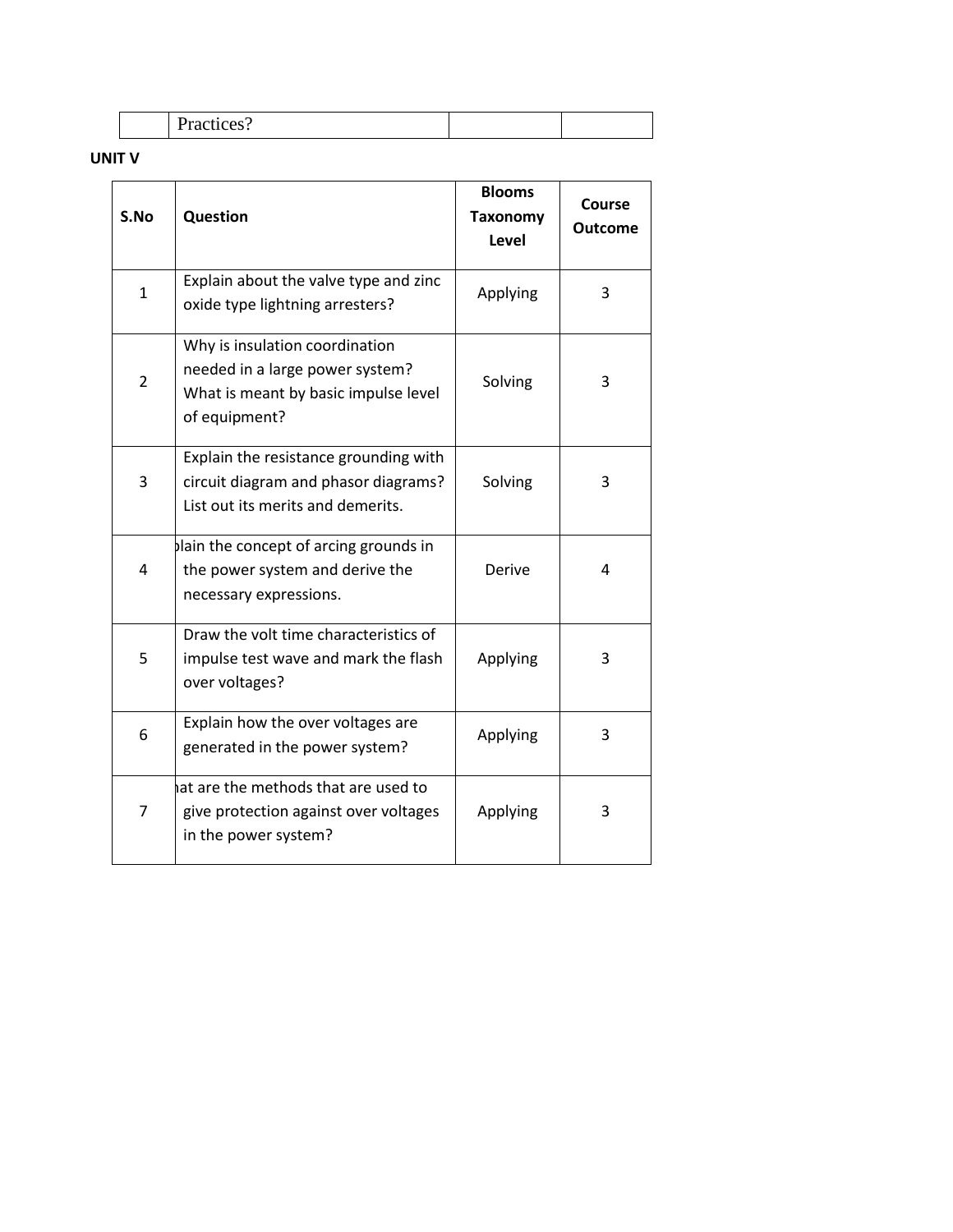| | | | |
|---|---|---|---|
| | Practices? | | |

**UNIT V**

| S.No | Question | Blooms Taxonomy Level | Course Outcome |
|---|---|---|---|
| 1 | Explain about the valve type and zinc oxide type lightning arresters? | Applying | 3 |
| 2 | Why is insulation coordination needed in a large power system? What is meant by basic impulse level of equipment? | Solving | 3 |
| 3 | Explain the resistance grounding with circuit diagram and phasor diagrams? List out its merits and demerits. | Solving | 3 |
| 4 | plain the concept of arcing grounds in the power system and derive the necessary expressions. | Derive | 4 |
| 5 | Draw the volt time characteristics of impulse test wave and mark the flash over voltages? | Applying | 3 |
| 6 | Explain how the over voltages are generated in the power system? | Applying | 3 |
| 7 | hat are the methods that are used to give protection against over voltages in the power system? | Applying | 3 |